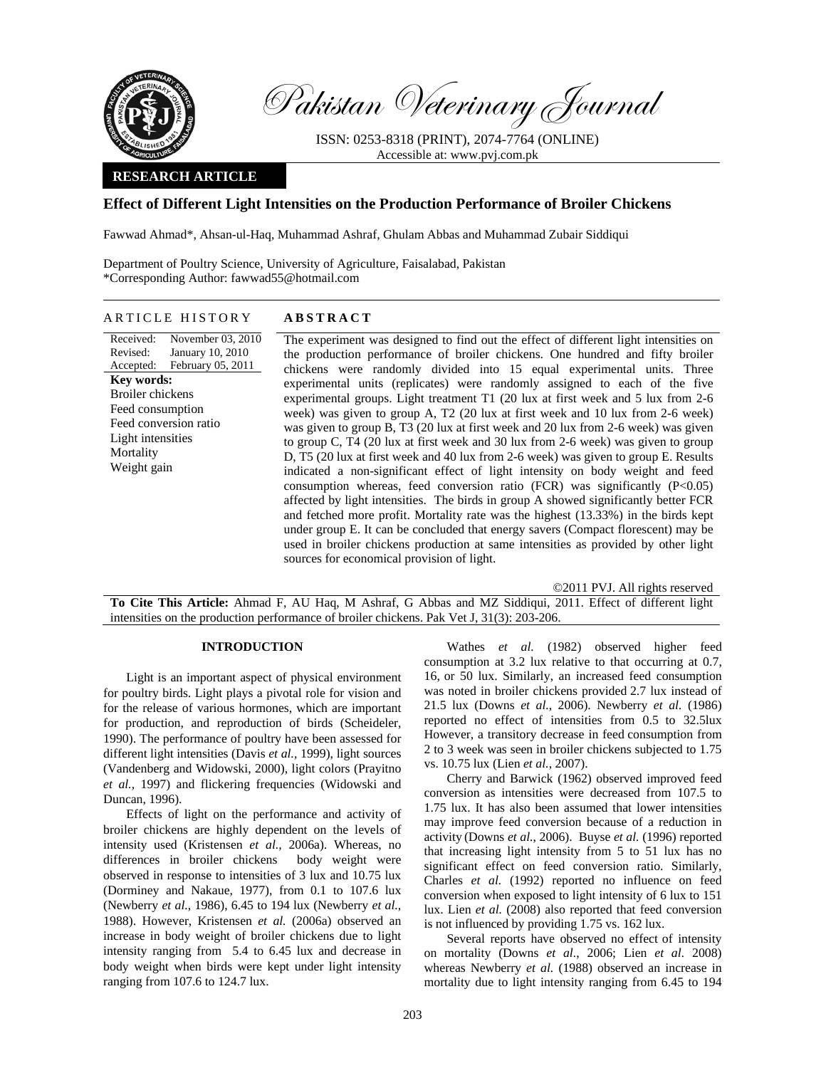Pakistan Veterinary Journal

ISSN: 0253-8318 (PRINT), 2074-7764 (ONLINE)
Accessible at: www.pvj.com.pk

**RESEARCH ARTICLE**

# Effect of Different Light Intensities on the Production Performance of Broiler Chickens

Fawwad Ahmad*, Ahsan-ul-Haq, Muhammad Ashraf, Ghulam Abbas and Muhammad Zubair Siddiqui

Department of Poultry Science, University of Agriculture, Faisalabad, Pakistan
*Corresponding Author: fawwad55@hotmail.com

## ARTICLE HISTORY

Received: November 03, 2010
Revised: January 10, 2010
Accepted: February 05, 2011

**Key words:**
Broiler chickens
Feed consumption
Feed conversion ratio
Light intensities
Mortality
Weight gain

## ABSTRACT

The experiment was designed to find out the effect of different light intensities on the production performance of broiler chickens. One hundred and fifty broiler chickens were randomly divided into 15 equal experimental units. Three experimental units (replicates) were randomly assigned to each of the five experimental groups. Light treatment T1 (20 lux at first week and 5 lux from 2-6 week) was given to group A, T2 (20 lux at first week and 10 lux from 2-6 week) was given to group B, T3 (20 lux at first week and 20 lux from 2-6 week) was given to group C, T4 (20 lux at first week and 30 lux from 2-6 week) was given to group D, T5 (20 lux at first week and 40 lux from 2-6 week) was given to group E. Results indicated a non-significant effect of light intensity on body weight and feed consumption whereas, feed conversion ratio (FCR) was significantly ($P<0.05$) affected by light intensities. The birds in group A showed significantly better FCR and fetched more profit. Mortality rate was the highest (13.33%) in the birds kept under group E. It can be concluded that energy savers (Compact florescent) may be used in broiler chickens production at same intensities as provided by other light sources for economical provision of light.

©2011 PVJ. All rights reserved

**To Cite This Article:** Ahmad F, AU Haq, M Ashraf, G Abbas and MZ Siddiqui, 2011. Effect of different light intensities on the production performance of broiler chickens. Pak Vet J, 31(3): 203-206.

## INTRODUCTION

Light is an important aspect of physical environment for poultry birds. Light plays a pivotal role for vision and for the release of various hormones, which are important for production, and reproduction of birds (Scheideler, 1990). The performance of poultry have been assessed for different light intensities (Davis *et al.*, 1999), light sources (Vandenberg and Widowski, 2000), light colors (Prayitno *et al.*, 1997) and flickering frequencies (Widowski and Duncan, 1996).

Effects of light on the performance and activity of broiler chickens are highly dependent on the levels of intensity used (Kristensen *et al.*, 2006a). Whereas, no differences in broiler chickens body weight were observed in response to intensities of 3 lux and 10.75 lux (Dorminey and Nakaue, 1977), from 0.1 to 107.6 lux (Newberry *et al.*, 1986), 6.45 to 194 lux (Newberry *et al.*, 1988). However, Kristensen *et al.* (2006a) observed an increase in body weight of broiler chickens due to light intensity ranging from 5.4 to 6.45 lux and decrease in body weight when birds were kept under light intensity ranging from 107.6 to 124.7 lux.

Wathes *et al.* (1982) observed higher feed consumption at 3.2 lux relative to that occurring at 0.7, 16, or 50 lux. Similarly, an increased feed consumption was noted in broiler chickens provided 2.7 lux instead of 21.5 lux (Downs *et al.*, 2006). Newberry *et al.* (1986) reported no effect of intensities from 0.5 to 32.5lux However, a transitory decrease in feed consumption from 2 to 3 week was seen in broiler chickens subjected to 1.75 vs. 10.75 lux (Lien *et al.*, 2007).

Cherry and Barwick (1962) observed improved feed conversion as intensities were decreased from 107.5 to 1.75 lux. It has also been assumed that lower intensities may improve feed conversion because of a reduction in activity (Downs *et al.*, 2006). Buyse *et al.* (1996) reported that increasing light intensity from 5 to 51 lux has no significant effect on feed conversion ratio. Similarly, Charles *et al.* (1992) reported no influence on feed conversion when exposed to light intensity of 6 lux to 151 lux. Lien *et al.* (2008) also reported that feed conversion is not influenced by providing 1.75 vs. 162 lux.

Several reports have observed no effect of intensity on mortality (Downs *et al.*, 2006; Lien *et al.* 2008) whereas Newberry *et al.* (1988) observed an increase in mortality due to light intensity ranging from 6.45 to 194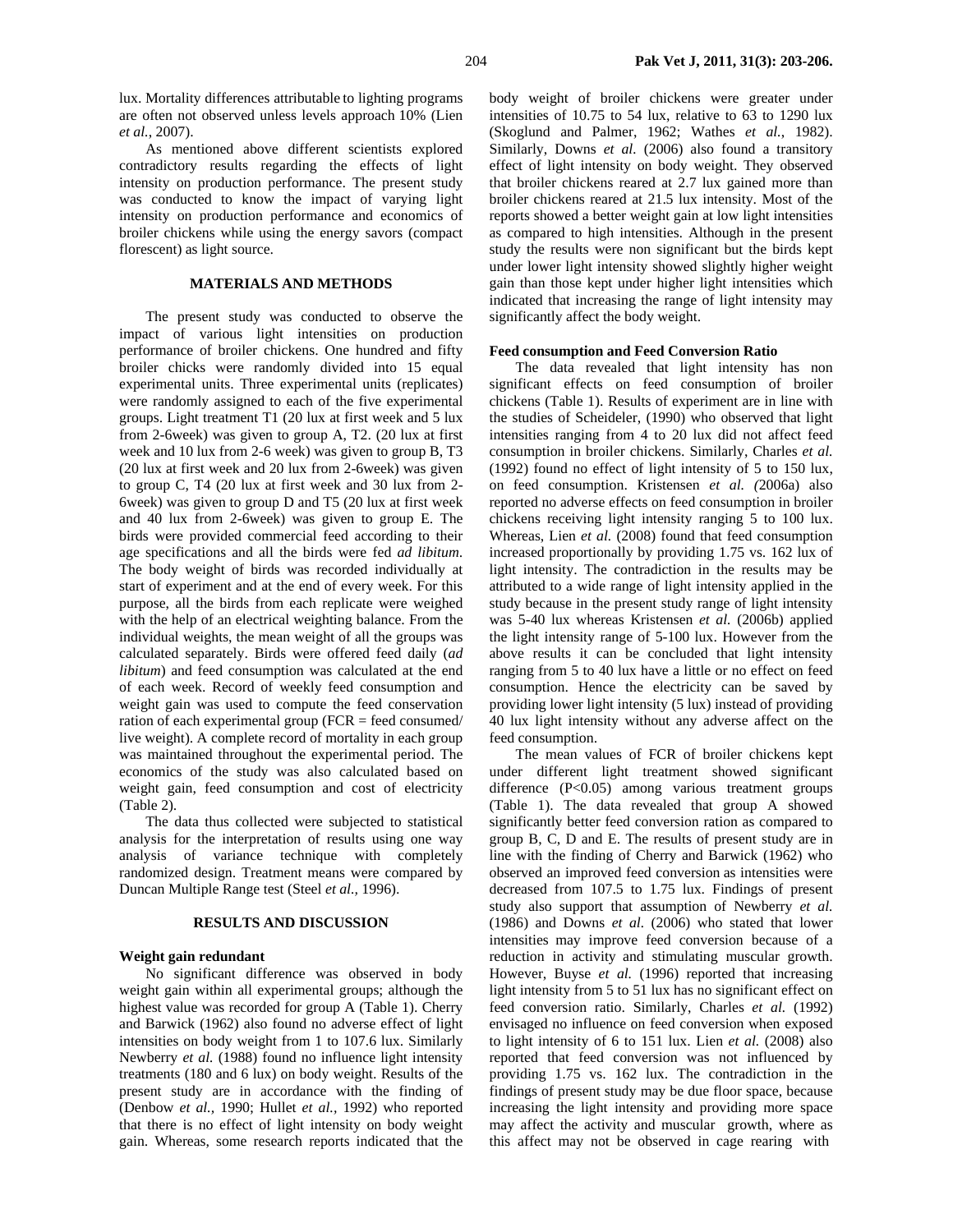lux. Mortality differences attributable to lighting programs are often not observed unless levels approach 10% (Lien *et al.,* 2007).

As mentioned above different scientists explored contradictory results regarding the effects of light intensity on production performance. The present study was conducted to know the impact of varying light intensity on production performance and economics of broiler chickens while using the energy savors (compact florescent) as light source.

## MATERIALS AND METHODS

The present study was conducted to observe the impact of various light intensities on production performance of broiler chickens. One hundred and fifty broiler chicks were randomly divided into 15 equal experimental units. Three experimental units (replicates) were randomly assigned to each of the five experimental groups. Light treatment T1 (20 lux at first week and 5 lux from 2-6week) was given to group A, T2. (20 lux at first week and 10 lux from 2-6 week) was given to group B, T3 (20 lux at first week and 20 lux from 2-6week) was given to group C, T4 (20 lux at first week and 30 lux from 2-6week) was given to group D and T5 (20 lux at first week and 40 lux from 2-6week) was given to group E. The birds were provided commercial feed according to their age specifications and all the birds were fed *ad libitum*. The body weight of birds was recorded individually at start of experiment and at the end of every week. For this purpose, all the birds from each replicate were weighed with the help of an electrical weighting balance. From the individual weights, the mean weight of all the groups was calculated separately. Birds were offered feed daily (*ad libitum*) and feed consumption was calculated at the end of each week. Record of weekly feed consumption and weight gain was used to compute the feed conservation ration of each experimental group (FCR = feed consumed/ live weight). A complete record of mortality in each group was maintained throughout the experimental period. The economics of the study was also calculated based on weight gain, feed consumption and cost of electricity (Table 2).

The data thus collected were subjected to statistical analysis for the interpretation of results using one way analysis of variance technique with completely randomized design. Treatment means were compared by Duncan Multiple Range test (Steel *et al.,* 1996).

## RESULTS AND DISCUSSION

### Weight gain redundant

No significant difference was observed in body weight gain within all experimental groups; although the highest value was recorded for group A (Table 1). Cherry and Barwick (1962) also found no adverse effect of light intensities on body weight from 1 to 107.6 lux. Similarly Newberry *et al.* (1988) found no influence light intensity treatments (180 and 6 lux) on body weight. Results of the present study are in accordance with the finding of (Denbow *et al.,* 1990; Hullet *et al.,* 1992) who reported that there is no effect of light intensity on body weight gain. Whereas, some research reports indicated that the body weight of broiler chickens were greater under intensities of 10.75 to 54 lux, relative to 63 to 1290 lux (Skoglund and Palmer, 1962; Wathes *et al.,* 1982). Similarly, Downs *et al.* (2006) also found a transitory effect of light intensity on body weight. They observed that broiler chickens reared at 2.7 lux gained more than broiler chickens reared at 21.5 lux intensity. Most of the reports showed a better weight gain at low light intensities as compared to high intensities. Although in the present study the results were non significant but the birds kept under lower light intensity showed slightly higher weight gain than those kept under higher light intensities which indicated that increasing the range of light intensity may significantly affect the body weight.

### Feed consumption and Feed Conversion Ratio

The data revealed that light intensity has non significant effects on feed consumption of broiler chickens (Table 1). Results of experiment are in line with the studies of Scheideler, (1990) who observed that light intensities ranging from 4 to 20 lux did not affect feed consumption in broiler chickens. Similarly, Charles *et al.* (1992) found no effect of light intensity of 5 to 150 lux, on feed consumption. Kristensen *et al. (*2006a) also reported no adverse effects on feed consumption in broiler chickens receiving light intensity ranging 5 to 100 lux. Whereas, Lien *et al.* (2008) found that feed consumption increased proportionally by providing 1.75 vs. 162 lux of light intensity. The contradiction in the results may be attributed to a wide range of light intensity applied in the study because in the present study range of light intensity was 5-40 lux whereas Kristensen *et al.* (2006b) applied the light intensity range of 5-100 lux. However from the above results it can be concluded that light intensity ranging from 5 to 40 lux have a little or no effect on feed consumption. Hence the electricity can be saved by providing lower light intensity (5 lux) instead of providing 40 lux light intensity without any adverse affect on the feed consumption.

The mean values of FCR of broiler chickens kept under different light treatment showed significant difference ($P<0.05$) among various treatment groups (Table 1). The data revealed that group A showed significantly better feed conversion ration as compared to group B, C, D and E. The results of present study are in line with the finding of Cherry and Barwick (1962) who observed an improved feed conversion as intensities were decreased from 107.5 to 1.75 lux. Findings of present study also support that assumption of Newberry *et al.* (1986) and Downs *et al.* (2006) who stated that lower intensities may improve feed conversion because of a reduction in activity and stimulating muscular growth. However, Buyse *et al.* (1996) reported that increasing light intensity from 5 to 51 lux has no significant effect on feed conversion ratio. Similarly, Charles *et al.* (1992) envisaged no influence on feed conversion when exposed to light intensity of 6 to 151 lux. Lien *et al.* (2008) also reported that feed conversion was not influenced by providing 1.75 vs. 162 lux. The contradiction in the findings of present study may be due floor space, because increasing the light intensity and providing more space may affect the activity and muscular growth, where as this affect may not be observed in cage rearing with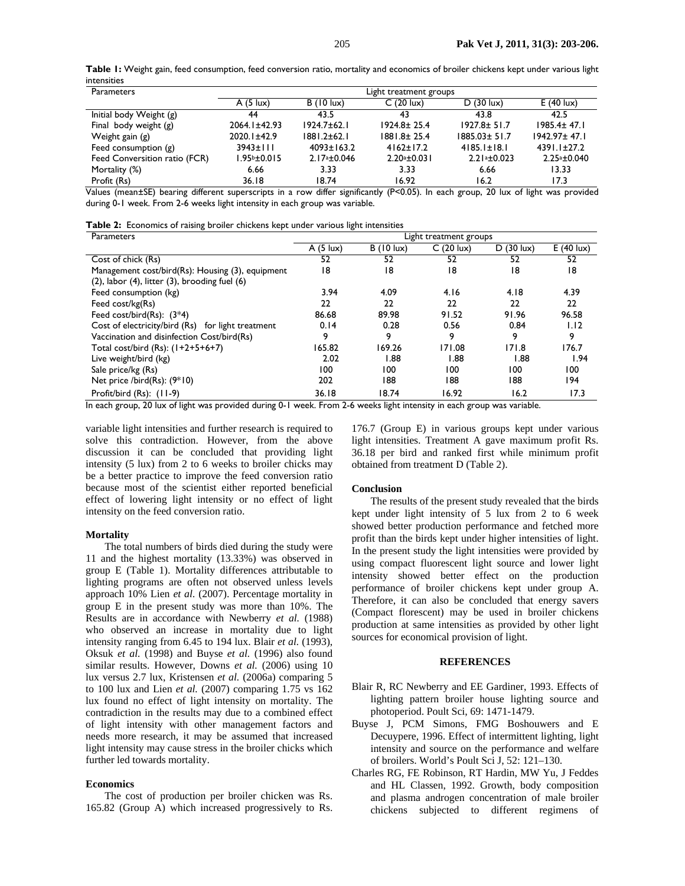**Table 1:** Weight gain, feed consumption, feed conversion ratio, mortality and economics of broiler chickens kept under various light intensities

| Parameters | Light treatment groups | | | | |
|---|---|---|---|---|---|
| | A (5 lux) | B (10 lux) | C (20 lux) | D (30 lux) | E (40 lux) |
| Initial body Weight (g) | 44 | 43.5 | 43 | 43.8 | 42.5 |
| Final body weight (g) | 2064.1±42.93 | 1924.7±62.1 | 1924.8± 25.4 | 1927.8± 51.7 | 1985.4± 47.1 |
| Weight gain (g) | 2020.1±42.9 | 1881.2±62.1 | 1881.8± 25.4 | 1885.03± 51.7 | 1942.97± 47.1 |
| Feed consumption (g) | 3943±111 | 4093±163.2 | 4162±17.2 | 4185.1±18.1 | 4391.1±27.2 |
| Feed Conversion ratio (FCR) | 1.95[b]±0.015 | 2.17[a]±0.046 | 2.20[a]±0.031 | 2.21[a]±0.023 | 2.25[a]±0.040 |
| Mortality (%) | 6.66 | 3.33 | 3.33 | 6.66 | 13.33 |
| Profit (Rs) | 36.18 | 18.74 | 16.92 | 16.2 | 17.3 |

Values (mean±SE) bearing different superscripts in a row differ significantly (P<0.05). In each group, 20 lux of light was provided during 0-1 week. From 2-6 weeks light intensity in each group was variable.

**Table 2:** Economics of raising broiler chickens kept under various light intensities

| Parameters | Light treatment groups | | | | |
|---|---|---|---|---|---|
| | A (5 lux) | B (10 lux) | C (20 lux) | D (30 lux) | E (40 lux) |
| Cost of chick (Rs) | 52 | 52 | 52 | 52 | 52 |
| Management cost/bird(Rs): Housing (3), equipment (2), labor (4), litter (3), brooding fuel (6) | 18 | 18 | 18 | 18 | 18 |
| Feed consumption (kg) | 3.94 | 4.09 | 4.16 | 4.18 | 4.39 |
| Feed cost/kg(Rs) | 22 | 22 | 22 | 22 | 22 |
| Feed cost/bird(Rs): (3*4) | 86.68 | 89.98 | 91.52 | 91.96 | 96.58 |
| Cost of electricity/bird (Rs) for light treatment | 0.14 | 0.28 | 0.56 | 0.84 | 1.12 |
| Vaccination and disinfection Cost/bird(Rs) | 9 | 9 | 9 | 9 | 9 |
| Total cost/bird (Rs): (1+2+5+6+7) | 165.82 | 169.26 | 171.08 | 171.8 | 176.7 |
| Live weight/bird (kg) | 2.02 | 1.88 | 1.88 | 1.88 | 1.94 |
| Sale price/kg (Rs) | 100 | 100 | 100 | 100 | 100 |
| Net price /bird(Rs): (9*10) | 202 | 188 | 188 | 188 | 194 |
| Profit/bird (Rs): (11-9) | 36.18 | 18.74 | 16.92 | 16.2 | 17.3 |

In each group, 20 lux of light was provided during 0-1 week. From 2-6 weeks light intensity in each group was variable.

variable light intensities and further research is required to solve this contradiction. However, from the above discussion it can be concluded that providing light intensity (5 lux) from 2 to 6 weeks to broiler chicks may be a better practice to improve the feed conversion ratio because most of the scientist either reported beneficial effect of lowering light intensity or no effect of light intensity on the feed conversion ratio.

### Mortality

The total numbers of birds died during the study were 11 and the highest mortality (13.33%) was observed in group E (Table 1). Mortality differences attributable to lighting programs are often not observed unless levels approach 10% Lien *et al.* (2007). Percentage mortality in group E in the present study was more than 10%. The Results are in accordance with Newberry *et al.* (1988) who observed an increase in mortality due to light intensity ranging from 6.45 to 194 lux. Blair *et al.* (1993), Oksuk *et al.* (1998) and Buyse *et al.* (1996) also found similar results. However, Downs *et al.* (2006) using 10 lux versus 2.7 lux, Kristensen *et al.* (2006a) comparing 5 to 100 lux and Lien *et al.* (2007) comparing 1.75 vs 162 lux found no effect of light intensity on mortality. The contradiction in the results may due to a combined effect of light intensity with other management factors and needs more research, it may be assumed that increased light intensity may cause stress in the broiler chicks which further led towards mortality.

### Economics

The cost of production per broiler chicken was Rs. 165.82 (Group A) which increased progressively to Rs. 176.7 (Group E) in various groups kept under various light intensities. Treatment A gave maximum profit Rs. 36.18 per bird and ranked first while minimum profit obtained from treatment D (Table 2).

### Conclusion

The results of the present study revealed that the birds kept under light intensity of 5 lux from 2 to 6 week showed better production performance and fetched more profit than the birds kept under higher intensities of light. In the present study the light intensities were provided by using compact fluorescent light source and lower light intensity showed better effect on the production performance of broiler chickens kept under group A. Therefore, it can also be concluded that energy savers (Compact florescent) may be used in broiler chickens production at same intensities as provided by other light sources for economical provision of light.

## REFERENCES

Blair R, RC Newberry and EE Gardiner, 1993. Effects of lighting pattern broiler house lighting source and photoperiod. Poult Sci, 69: 1471-1479.

Buyse J, PCM Simons, FMG Boshouwers and E Decuypere, 1996. Effect of intermittent lighting, light intensity and source on the performance and welfare of broilers. World's Poult Sci J, 52: 121–130.

Charles RG, FE Robinson, RT Hardin, MW Yu, J Feddes and HL Classen, 1992. Growth, body composition and plasma androgen concentration of male broiler chickens subjected to different regimens of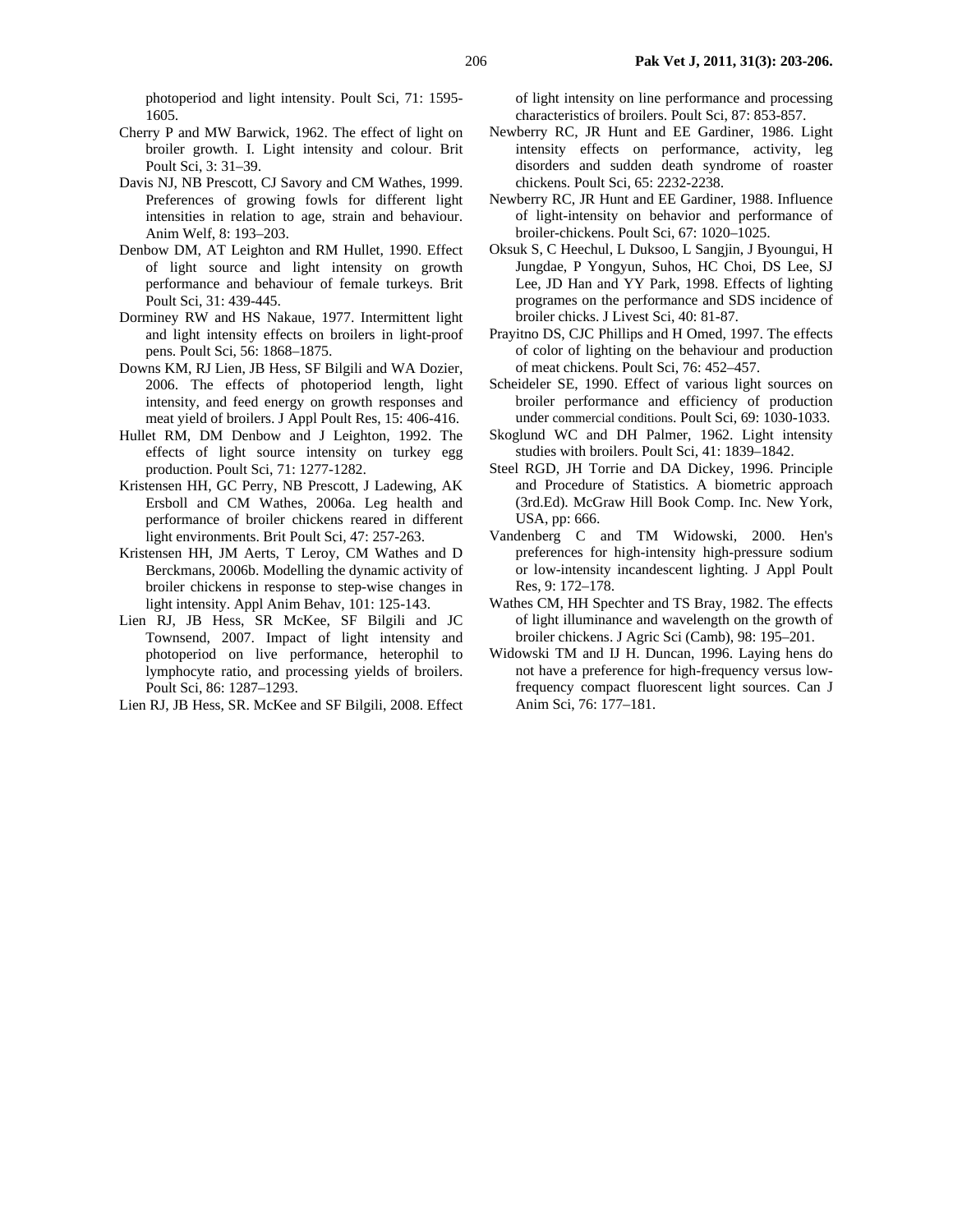photoperiod and light intensity. Poult Sci, 71: 1595-1605.

Cherry P and MW Barwick, 1962. The effect of light on broiler growth. I. Light intensity and colour. Brit Poult Sci, 3: 31–39.

Davis NJ, NB Prescott, CJ Savory and CM Wathes, 1999. Preferences of growing fowls for different light intensities in relation to age, strain and behaviour. Anim Welf, 8: 193–203.

Denbow DM, AT Leighton and RM Hullet, 1990. Effect of light source and light intensity on growth performance and behaviour of female turkeys. Brit Poult Sci, 31: 439-445.

Dorminey RW and HS Nakaue, 1977. Intermittent light and light intensity effects on broilers in light-proof pens. Poult Sci, 56: 1868–1875.

Downs KM, RJ Lien, JB Hess, SF Bilgili and WA Dozier, 2006. The effects of photoperiod length, light intensity, and feed energy on growth responses and meat yield of broilers. J Appl Poult Res, 15: 406-416.

Hullet RM, DM Denbow and J Leighton, 1992. The effects of light source intensity on turkey egg production. Poult Sci, 71: 1277-1282.

Kristensen HH, GC Perry, NB Prescott, J Ladewing, AK Ersboll and CM Wathes, 2006a. Leg health and performance of broiler chickens reared in different light environments. Brit Poult Sci, 47: 257-263.

Kristensen HH, JM Aerts, T Leroy, CM Wathes and D Berckmans, 2006b. Modelling the dynamic activity of broiler chickens in response to step-wise changes in light intensity. Appl Anim Behav, 101: 125-143.

Lien RJ, JB Hess, SR McKee, SF Bilgili and JC Townsend, 2007. Impact of light intensity and photoperiod on live performance, heterophil to lymphocyte ratio, and processing yields of broilers. Poult Sci, 86: 1287–1293.

Lien RJ, JB Hess, SR. McKee and SF Bilgili, 2008. Effect of light intensity on line performance and processing characteristics of broilers. Poult Sci, 87: 853-857.

Newberry RC, JR Hunt and EE Gardiner, 1986. Light intensity effects on performance, activity, leg disorders and sudden death syndrome of roaster chickens. Poult Sci, 65: 2232-2238.

Newberry RC, JR Hunt and EE Gardiner, 1988. Influence of light-intensity on behavior and performance of broiler-chickens. Poult Sci, 67: 1020–1025.

Oksuk S, C Heechul, L Duksoo, L Sangjin, J Byoungui, H Jungdae, P Yongyun, Suhos, HC Choi, DS Lee, SJ Lee, JD Han and YY Park, 1998. Effects of lighting programes on the performance and SDS incidence of broiler chicks. J Livest Sci, 40: 81-87.

Prayitno DS, CJC Phillips and H Omed, 1997. The effects of color of lighting on the behaviour and production of meat chickens. Poult Sci, 76: 452–457.

Scheideler SE, 1990. Effect of various light sources on broiler performance and efficiency of production under commercial conditions. Poult Sci, 69: 1030-1033.

Skoglund WC and DH Palmer, 1962. Light intensity studies with broilers. Poult Sci, 41: 1839–1842.

Steel RGD, JH Torrie and DA Dickey, 1996. Principle and Procedure of Statistics. A biometric approach (3rd.Ed). McGraw Hill Book Comp. Inc. New York, USA, pp: 666.

Vandenberg C and TM Widowski, 2000. Hen's preferences for high-intensity high-pressure sodium or low-intensity incandescent lighting. J Appl Poult Res, 9: 172–178.

Wathes CM, HH Spechter and TS Bray, 1982. The effects of light illuminance and wavelength on the growth of broiler chickens. J Agric Sci (Camb), 98: 195–201.

Widowski TM and IJ H. Duncan, 1996. Laying hens do not have a preference for high-frequency versus low-frequency compact fluorescent light sources. Can J Anim Sci, 76: 177–181.